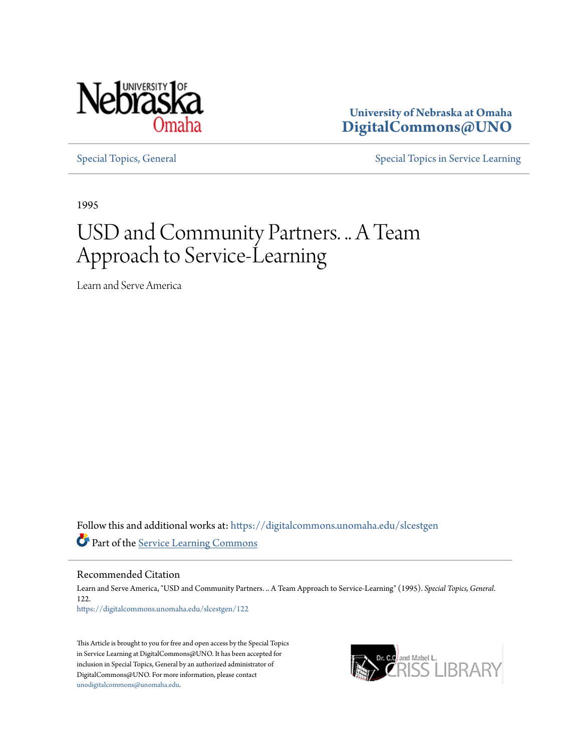University of Nebraska at Omaha
DigitalCommons@UNO

Special Topics, General

Special Topics in Service Learning

1995

# USD and Community Partners. .. A Team Approach to Service-Learning

Learn and Serve America

Follow this and additional works at: https://digitalcommons.unomaha.edu/slcestgen

Part of the Service Learning Commons

## Recommended Citation

Learn and Serve America, "USD and Community Partners. .. A Team Approach to Service-Learning" (1995). *Special Topics, General*. 122.
https://digitalcommons.unomaha.edu/slcestgen/122

This Article is brought to you for free and open access by the Special Topics in Service Learning at DigitalCommons@UNO. It has been accepted for inclusion in Special Topics, General by an authorized administrator of DigitalCommons@UNO. For more information, please contact unodigitalcommons@unomaha.edu.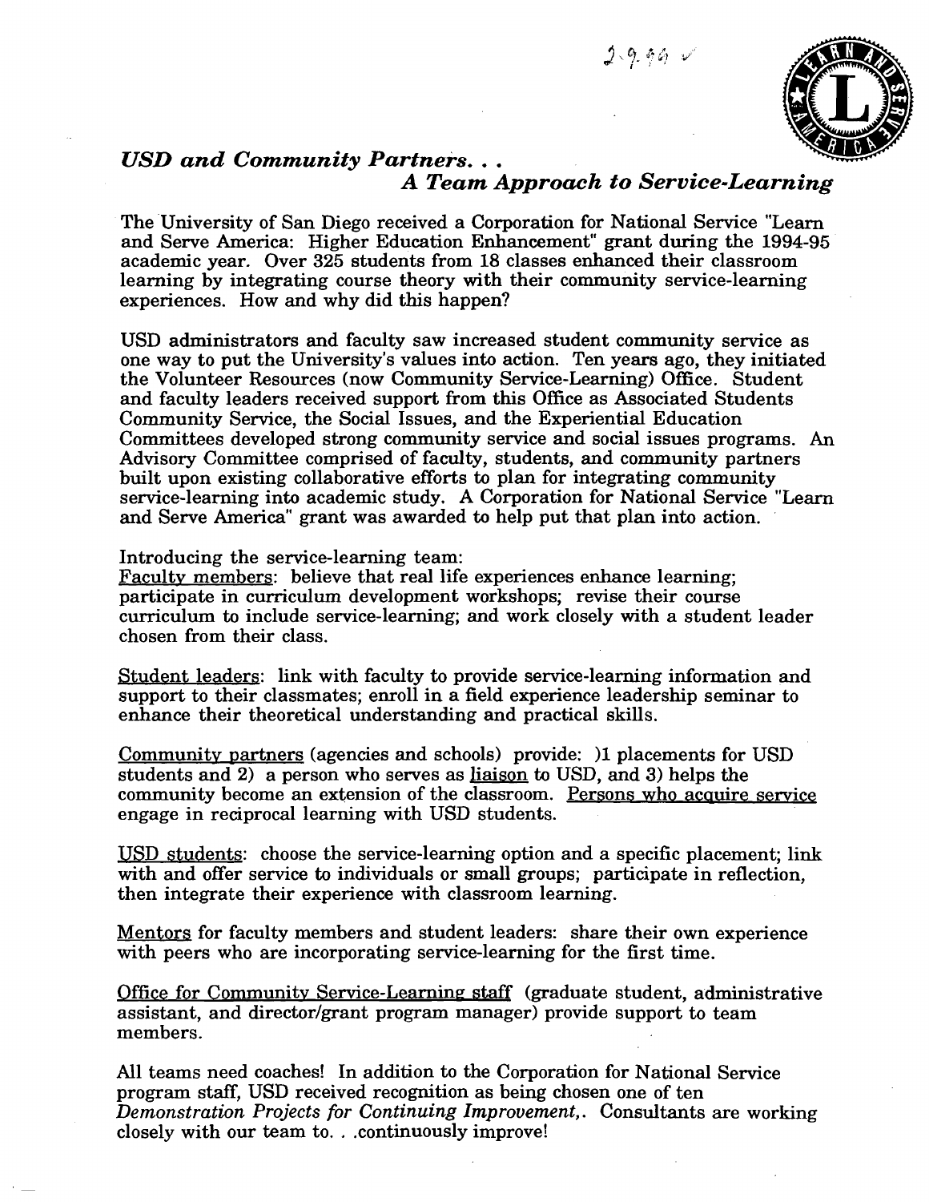2-9-95 ✓

## *USD and Community Partners. . .*
## *A Team Approach to Service-Learning*

The University of San Diego received a Corporation for National Service "Learn and Serve America: Higher Education Enhancement" grant during the 1994-95 academic year. Over 325 students from 18 classes enhanced their classroom learning by integrating course theory with their community service-learning experiences. How and why did this happen?

USD administrators and faculty saw increased student community service as one way to put the University's values into action. Ten years ago, they initiated the Volunteer Resources (now Community Service-Learning) Office. Student and faculty leaders received support from this Office as Associated Students Community Service, the Social Issues, and the Experiential Education Committees developed strong community service and social issues programs. An Advisory Committee comprised of faculty, students, and community partners built upon existing collaborative efforts to plan for integrating community service-learning into academic study. A Corporation for National Service "Learn and Serve America" grant was awarded to help put that plan into action.

Introducing the service-learning team:

Faculty members: believe that real life experiences enhance learning; participate in curriculum development workshops; revise their course curriculum to include service-learning; and work closely with a student leader chosen from their class.

Student leaders: link with faculty to provide service-learning information and support to their classmates; enroll in a field experience leadership seminar to enhance their theoretical understanding and practical skills.

Community partners (agencies and schools) provide: )1 placements for USD students and 2) a person who serves as liaison to USD, and 3) helps the community become an extension of the classroom. Persons who acquire service engage in reciprocal learning with USD students.

USD students: choose the service-learning option and a specific placement; link with and offer service to individuals or small groups; participate in reflection, then integrate their experience with classroom learning.

Mentors for faculty members and student leaders: share their own experience with peers who are incorporating service-learning for the first time.

Office for Community Service-Learning staff (graduate student, administrative assistant, and director/grant program manager) provide support to team members.

All teams need coaches! In addition to the Corporation for National Service program staff, USD received recognition as being chosen one of ten *Demonstration Projects for Continuing Improvement,*. Consultants are working closely with our team to. . .continuously improve!